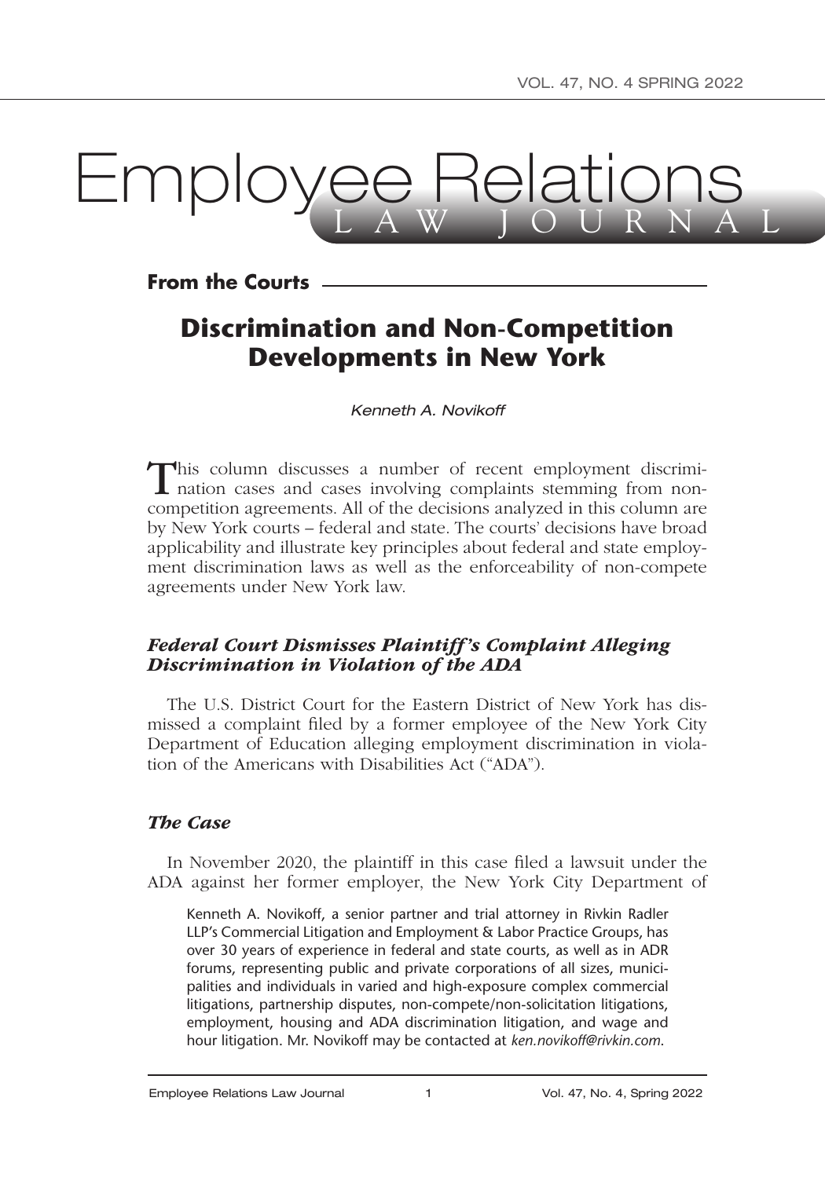# Employee Relations LAW JOURNAL

**From the Courts**

## Discrimination and Non-Competition Developments in New York

*Kenneth A. Novikoff*

This column discusses a number of recent employment discrimination cases and cases involving complaints stemming from non-competition agreements. All of the decisions analyzed in this column are by New York courts – federal and state. The courts' decisions have broad applicability and illustrate key principles about federal and state employment discrimination laws as well as the enforceability of non-compete agreements under New York law.

### *Federal Court Dismisses Plaintiff's Complaint Alleging Discrimination in Violation of the ADA*

The U.S. District Court for the Eastern District of New York has dismissed a complaint filed by a former employee of the New York City Department of Education alleging employment discrimination in violation of the Americans with Disabilities Act ("ADA").

### *The Case*

In November 2020, the plaintiff in this case filed a lawsuit under the ADA against her former employer, the New York City Department of

Kenneth A. Novikoff, a senior partner and trial attorney in Rivkin Radler LLP's Commercial Litigation and Employment & Labor Practice Groups, has over 30 years of experience in federal and state courts, as well as in ADR forums, representing public and private corporations of all sizes, municipalities and individuals in varied and high-exposure complex commercial litigations, partnership disputes, non-compete/non-solicitation litigations, employment, housing and ADA discrimination litigation, and wage and hour litigation. Mr. Novikoff may be contacted at *ken.novikoff@rivkin.com*.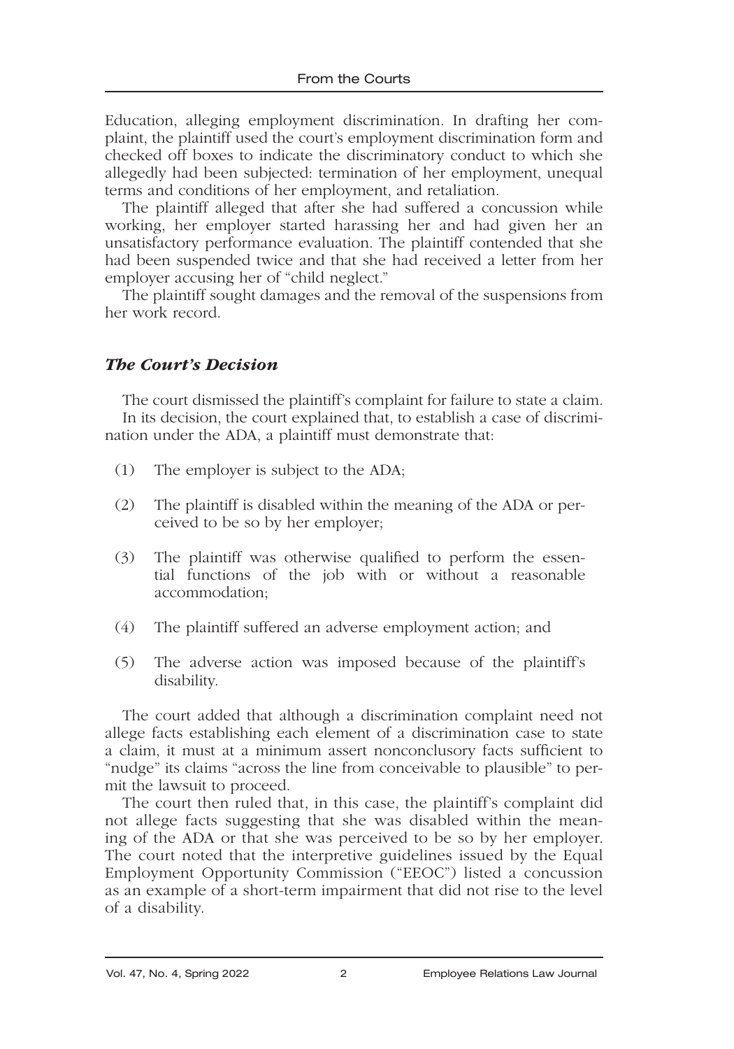Education, alleging employment discrimination. In drafting her complaint, the plaintiff used the court's employment discrimination form and checked off boxes to indicate the discriminatory conduct to which she allegedly had been subjected: termination of her employment, unequal terms and conditions of her employment, and retaliation.

The plaintiff alleged that after she had suffered a concussion while working, her employer started harassing her and had given her an unsatisfactory performance evaluation. The plaintiff contended that she had been suspended twice and that she had received a letter from her employer accusing her of "child neglect."

The plaintiff sought damages and the removal of the suspensions from her work record.

### *The Court's Decision*

The court dismissed the plaintiff's complaint for failure to state a claim.

In its decision, the court explained that, to establish a case of discrimination under the ADA, a plaintiff must demonstrate that:

(1) The employer is subject to the ADA;

(2) The plaintiff is disabled within the meaning of the ADA or perceived to be so by her employer;

(3) The plaintiff was otherwise qualified to perform the essential functions of the job with or without a reasonable accommodation;

(4) The plaintiff suffered an adverse employment action; and

(5) The adverse action was imposed because of the plaintiff's disability.

The court added that although a discrimination complaint need not allege facts establishing each element of a discrimination case to state a claim, it must at a minimum assert nonconclusory facts sufficient to "nudge" its claims "across the line from conceivable to plausible" to permit the lawsuit to proceed.

The court then ruled that, in this case, the plaintiff's complaint did not allege facts suggesting that she was disabled within the meaning of the ADA or that she was perceived to be so by her employer. The court noted that the interpretive guidelines issued by the Equal Employment Opportunity Commission ("EEOC") listed a concussion as an example of a short-term impairment that did not rise to the level of a disability.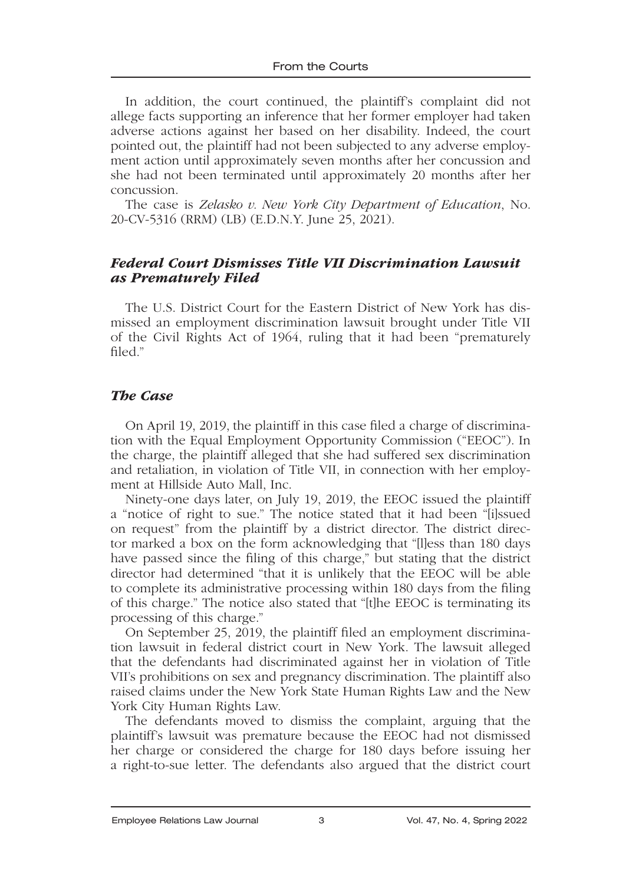In addition, the court continued, the plaintiff's complaint did not allege facts supporting an inference that her former employer had taken adverse actions against her based on her disability. Indeed, the court pointed out, the plaintiff had not been subjected to any adverse employment action until approximately seven months after her concussion and she had not been terminated until approximately 20 months after her concussion.

The case is *Zelasko v. New York City Department of Education*, No. 20-CV-5316 (RRM) (LB) (E.D.N.Y. June 25, 2021).

### *Federal Court Dismisses Title VII Discrimination Lawsuit as Prematurely Filed*

The U.S. District Court for the Eastern District of New York has dismissed an employment discrimination lawsuit brought under Title VII of the Civil Rights Act of 1964, ruling that it had been "prematurely filed."

### *The Case*

On April 19, 2019, the plaintiff in this case filed a charge of discrimination with the Equal Employment Opportunity Commission ("EEOC"). In the charge, the plaintiff alleged that she had suffered sex discrimination and retaliation, in violation of Title VII, in connection with her employment at Hillside Auto Mall, Inc.

Ninety-one days later, on July 19, 2019, the EEOC issued the plaintiff a "notice of right to sue." The notice stated that it had been "[i]ssued on request" from the plaintiff by a district director. The district director marked a box on the form acknowledging that "[l]ess than 180 days have passed since the filing of this charge," but stating that the district director had determined "that it is unlikely that the EEOC will be able to complete its administrative processing within 180 days from the filing of this charge." The notice also stated that "[t]he EEOC is terminating its processing of this charge."

On September 25, 2019, the plaintiff filed an employment discrimination lawsuit in federal district court in New York. The lawsuit alleged that the defendants had discriminated against her in violation of Title VII's prohibitions on sex and pregnancy discrimination. The plaintiff also raised claims under the New York State Human Rights Law and the New York City Human Rights Law.

The defendants moved to dismiss the complaint, arguing that the plaintiff's lawsuit was premature because the EEOC had not dismissed her charge or considered the charge for 180 days before issuing her a right-to-sue letter. The defendants also argued that the district court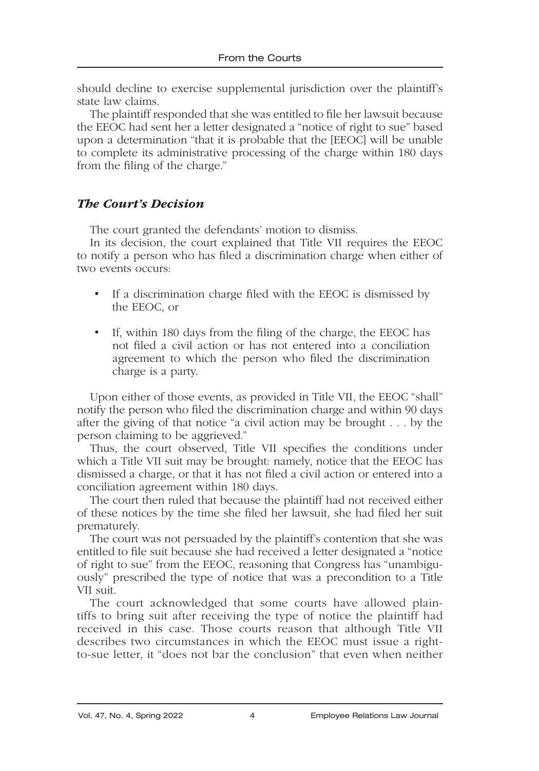should decline to exercise supplemental jurisdiction over the plaintiff's state law claims.

The plaintiff responded that she was entitled to file her lawsuit because the EEOC had sent her a letter designated a "notice of right to sue" based upon a determination "that it is probable that the [EEOC] will be unable to complete its administrative processing of the charge within 180 days from the filing of the charge."

### *The Court's Decision*

The court granted the defendants' motion to dismiss.

In its decision, the court explained that Title VII requires the EEOC to notify a person who has filed a discrimination charge when either of two events occurs:

- If a discrimination charge filed with the EEOC is dismissed by the EEOC, or
- If, within 180 days from the filing of the charge, the EEOC has not filed a civil action or has not entered into a conciliation agreement to which the person who filed the discrimination charge is a party.

Upon either of those events, as provided in Title VII, the EEOC "shall" notify the person who filed the discrimination charge and within 90 days after the giving of that notice "a civil action may be brought . . . by the person claiming to be aggrieved."

Thus, the court observed, Title VII specifies the conditions under which a Title VII suit may be brought: namely, notice that the EEOC has dismissed a charge, or that it has not filed a civil action or entered into a conciliation agreement within 180 days.

The court then ruled that because the plaintiff had not received either of these notices by the time she filed her lawsuit, she had filed her suit prematurely.

The court was not persuaded by the plaintiff's contention that she was entitled to file suit because she had received a letter designated a "notice of right to sue" from the EEOC, reasoning that Congress has "unambiguously" prescribed the type of notice that was a precondition to a Title VII suit.

The court acknowledged that some courts have allowed plaintiffs to bring suit after receiving the type of notice the plaintiff had received in this case. Those courts reason that although Title VII describes two circumstances in which the EEOC must issue a right-to-sue letter, it "does not bar the conclusion" that even when neither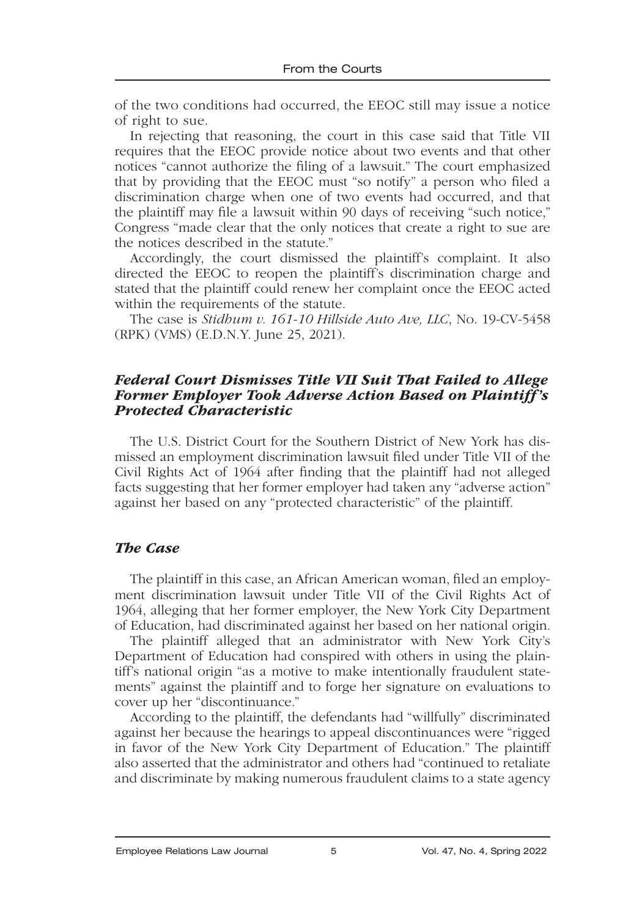of the two conditions had occurred, the EEOC still may issue a notice of right to sue.

In rejecting that reasoning, the court in this case said that Title VII requires that the EEOC provide notice about two events and that other notices "cannot authorize the filing of a lawsuit." The court emphasized that by providing that the EEOC must "so notify" a person who filed a discrimination charge when one of two events had occurred, and that the plaintiff may file a lawsuit within 90 days of receiving "such notice," Congress "made clear that the only notices that create a right to sue are the notices described in the statute."

Accordingly, the court dismissed the plaintiff's complaint. It also directed the EEOC to reopen the plaintiff's discrimination charge and stated that the plaintiff could renew her complaint once the EEOC acted within the requirements of the statute.

The case is *Stidhum v. 161-10 Hillside Auto Ave, LLC*, No. 19-CV-5458 (RPK) (VMS) (E.D.N.Y. June 25, 2021).

### *Federal Court Dismisses Title VII Suit That Failed to Allege Former Employer Took Adverse Action Based on Plaintiff's Protected Characteristic*

The U.S. District Court for the Southern District of New York has dismissed an employment discrimination lawsuit filed under Title VII of the Civil Rights Act of 1964 after finding that the plaintiff had not alleged facts suggesting that her former employer had taken any "adverse action" against her based on any "protected characteristic" of the plaintiff.

### *The Case*

The plaintiff in this case, an African American woman, filed an employment discrimination lawsuit under Title VII of the Civil Rights Act of 1964, alleging that her former employer, the New York City Department of Education, had discriminated against her based on her national origin.

The plaintiff alleged that an administrator with New York City's Department of Education had conspired with others in using the plaintiff's national origin "as a motive to make intentionally fraudulent statements" against the plaintiff and to forge her signature on evaluations to cover up her "discontinuance."

According to the plaintiff, the defendants had "willfully" discriminated against her because the hearings to appeal discontinuances were "rigged in favor of the New York City Department of Education." The plaintiff also asserted that the administrator and others had "continued to retaliate and discriminate by making numerous fraudulent claims to a state agency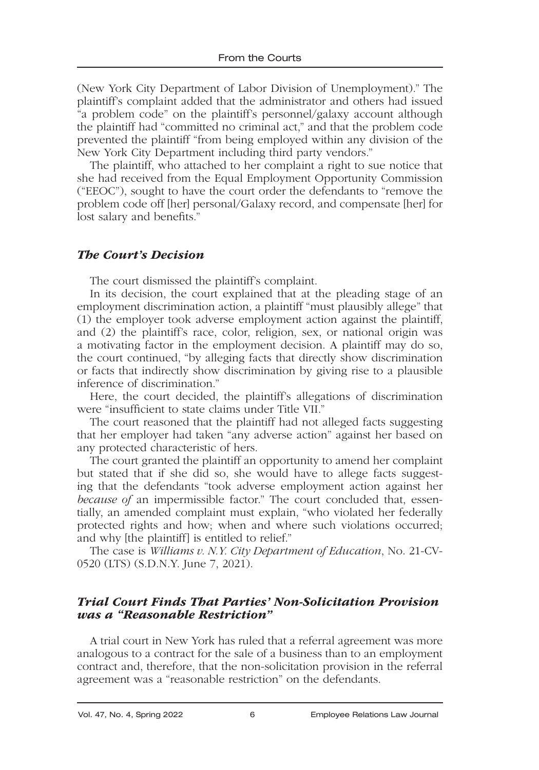(New York City Department of Labor Division of Unemployment)." The plaintiff's complaint added that the administrator and others had issued "a problem code" on the plaintiff's personnel/galaxy account although the plaintiff had "committed no criminal act," and that the problem code prevented the plaintiff "from being employed within any division of the New York City Department including third party vendors."

The plaintiff, who attached to her complaint a right to sue notice that she had received from the Equal Employment Opportunity Commission ("EEOC"), sought to have the court order the defendants to "remove the problem code off [her] personal/Galaxy record, and compensate [her] for lost salary and benefits."

### *The Court's Decision*

The court dismissed the plaintiff's complaint.

In its decision, the court explained that at the pleading stage of an employment discrimination action, a plaintiff "must plausibly allege" that (1) the employer took adverse employment action against the plaintiff, and (2) the plaintiff's race, color, religion, sex, or national origin was a motivating factor in the employment decision. A plaintiff may do so, the court continued, "by alleging facts that directly show discrimination or facts that indirectly show discrimination by giving rise to a plausible inference of discrimination."

Here, the court decided, the plaintiff's allegations of discrimination were "insufficient to state claims under Title VII."

The court reasoned that the plaintiff had not alleged facts suggesting that her employer had taken "any adverse action" against her based on any protected characteristic of hers.

The court granted the plaintiff an opportunity to amend her complaint but stated that if she did so, she would have to allege facts suggesting that the defendants "took adverse employment action against her *because of* an impermissible factor." The court concluded that, essentially, an amended complaint must explain, "who violated her federally protected rights and how; when and where such violations occurred; and why [the plaintiff] is entitled to relief."

The case is *Williams v. N.Y. City Department of Education*, No. 21-CV-0520 (LTS) (S.D.N.Y. June 7, 2021).

### *Trial Court Finds That Parties' Non-Solicitation Provision was a "Reasonable Restriction"*

A trial court in New York has ruled that a referral agreement was more analogous to a contract for the sale of a business than to an employment contract and, therefore, that the non-solicitation provision in the referral agreement was a "reasonable restriction" on the defendants.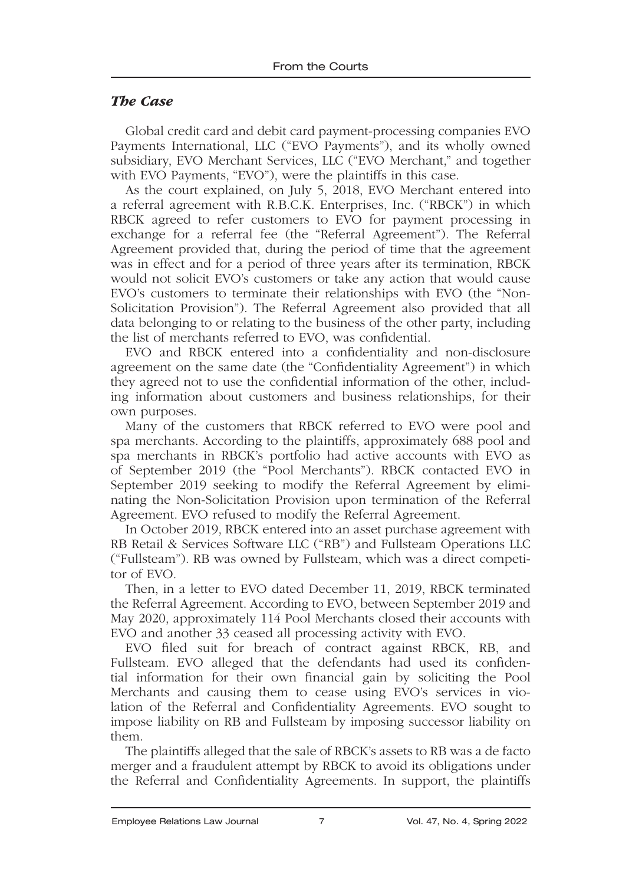### *The Case*

Global credit card and debit card payment-processing companies EVO Payments International, LLC ("EVO Payments"), and its wholly owned subsidiary, EVO Merchant Services, LLC ("EVO Merchant," and together with EVO Payments, "EVO"), were the plaintiffs in this case.

As the court explained, on July 5, 2018, EVO Merchant entered into a referral agreement with R.B.C.K. Enterprises, Inc. ("RBCK") in which RBCK agreed to refer customers to EVO for payment processing in exchange for a referral fee (the "Referral Agreement"). The Referral Agreement provided that, during the period of time that the agreement was in effect and for a period of three years after its termination, RBCK would not solicit EVO's customers or take any action that would cause EVO's customers to terminate their relationships with EVO (the "Non-Solicitation Provision"). The Referral Agreement also provided that all data belonging to or relating to the business of the other party, including the list of merchants referred to EVO, was confidential.

EVO and RBCK entered into a confidentiality and non-disclosure agreement on the same date (the "Confidentiality Agreement") in which they agreed not to use the confidential information of the other, including information about customers and business relationships, for their own purposes.

Many of the customers that RBCK referred to EVO were pool and spa merchants. According to the plaintiffs, approximately 688 pool and spa merchants in RBCK's portfolio had active accounts with EVO as of September 2019 (the "Pool Merchants"). RBCK contacted EVO in September 2019 seeking to modify the Referral Agreement by eliminating the Non-Solicitation Provision upon termination of the Referral Agreement. EVO refused to modify the Referral Agreement.

In October 2019, RBCK entered into an asset purchase agreement with RB Retail & Services Software LLC ("RB") and Fullsteam Operations LLC ("Fullsteam"). RB was owned by Fullsteam, which was a direct competitor of EVO.

Then, in a letter to EVO dated December 11, 2019, RBCK terminated the Referral Agreement. According to EVO, between September 2019 and May 2020, approximately 114 Pool Merchants closed their accounts with EVO and another 33 ceased all processing activity with EVO.

EVO filed suit for breach of contract against RBCK, RB, and Fullsteam. EVO alleged that the defendants had used its confidential information for their own financial gain by soliciting the Pool Merchants and causing them to cease using EVO's services in violation of the Referral and Confidentiality Agreements. EVO sought to impose liability on RB and Fullsteam by imposing successor liability on them.

The plaintiffs alleged that the sale of RBCK's assets to RB was a de facto merger and a fraudulent attempt by RBCK to avoid its obligations under the Referral and Confidentiality Agreements. In support, the plaintiffs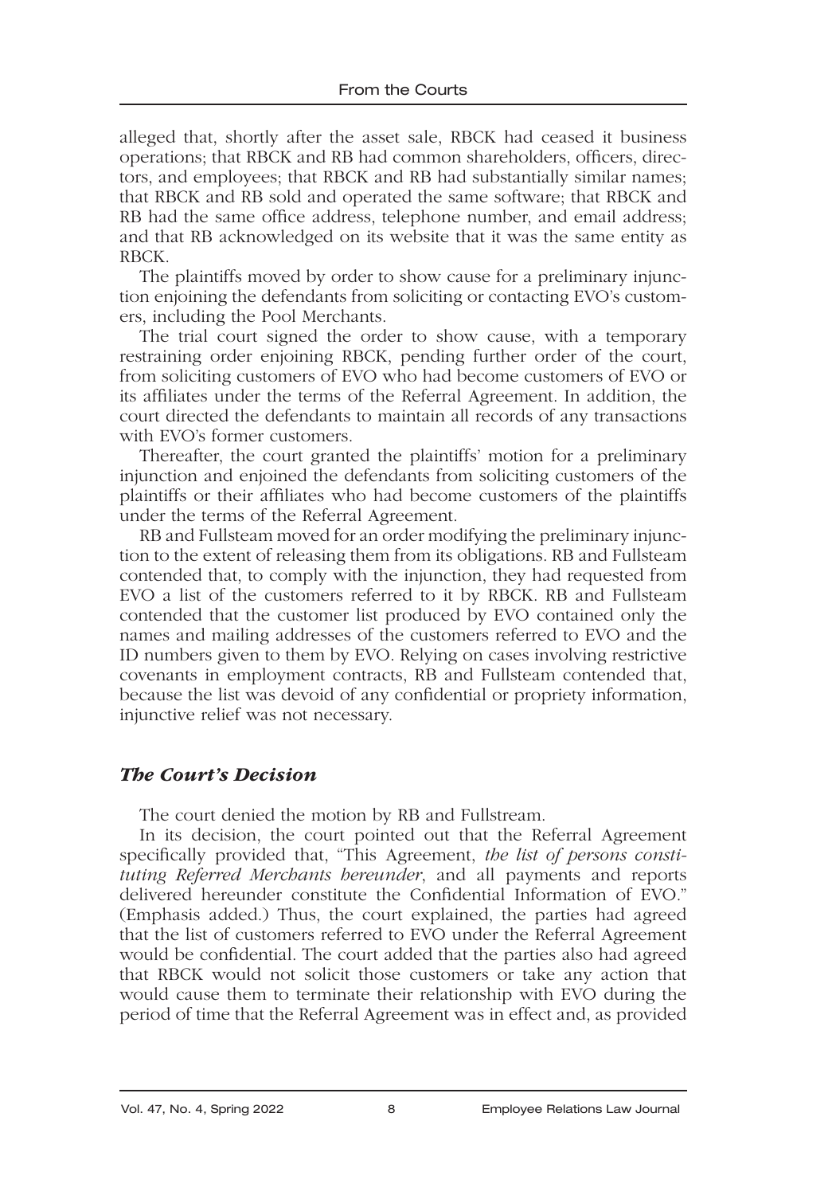alleged that, shortly after the asset sale, RBCK had ceased it business operations; that RBCK and RB had common shareholders, officers, directors, and employees; that RBCK and RB had substantially similar names; that RBCK and RB sold and operated the same software; that RBCK and RB had the same office address, telephone number, and email address; and that RB acknowledged on its website that it was the same entity as RBCK.

The plaintiffs moved by order to show cause for a preliminary injunction enjoining the defendants from soliciting or contacting EVO's customers, including the Pool Merchants.

The trial court signed the order to show cause, with a temporary restraining order enjoining RBCK, pending further order of the court, from soliciting customers of EVO who had become customers of EVO or its affiliates under the terms of the Referral Agreement. In addition, the court directed the defendants to maintain all records of any transactions with EVO's former customers.

Thereafter, the court granted the plaintiffs' motion for a preliminary injunction and enjoined the defendants from soliciting customers of the plaintiffs or their affiliates who had become customers of the plaintiffs under the terms of the Referral Agreement.

RB and Fullsteam moved for an order modifying the preliminary injunction to the extent of releasing them from its obligations. RB and Fullsteam contended that, to comply with the injunction, they had requested from EVO a list of the customers referred to it by RBCK. RB and Fullsteam contended that the customer list produced by EVO contained only the names and mailing addresses of the customers referred to EVO and the ID numbers given to them by EVO. Relying on cases involving restrictive covenants in employment contracts, RB and Fullsteam contended that, because the list was devoid of any confidential or propriety information, injunctive relief was not necessary.

### *The Court's Decision*

The court denied the motion by RB and Fullstream.

In its decision, the court pointed out that the Referral Agreement specifically provided that, "This Agreement, *the list of persons constituting Referred Merchants hereunder*, and all payments and reports delivered hereunder constitute the Confidential Information of EVO." (Emphasis added.) Thus, the court explained, the parties had agreed that the list of customers referred to EVO under the Referral Agreement would be confidential. The court added that the parties also had agreed that RBCK would not solicit those customers or take any action that would cause them to terminate their relationship with EVO during the period of time that the Referral Agreement was in effect and, as provided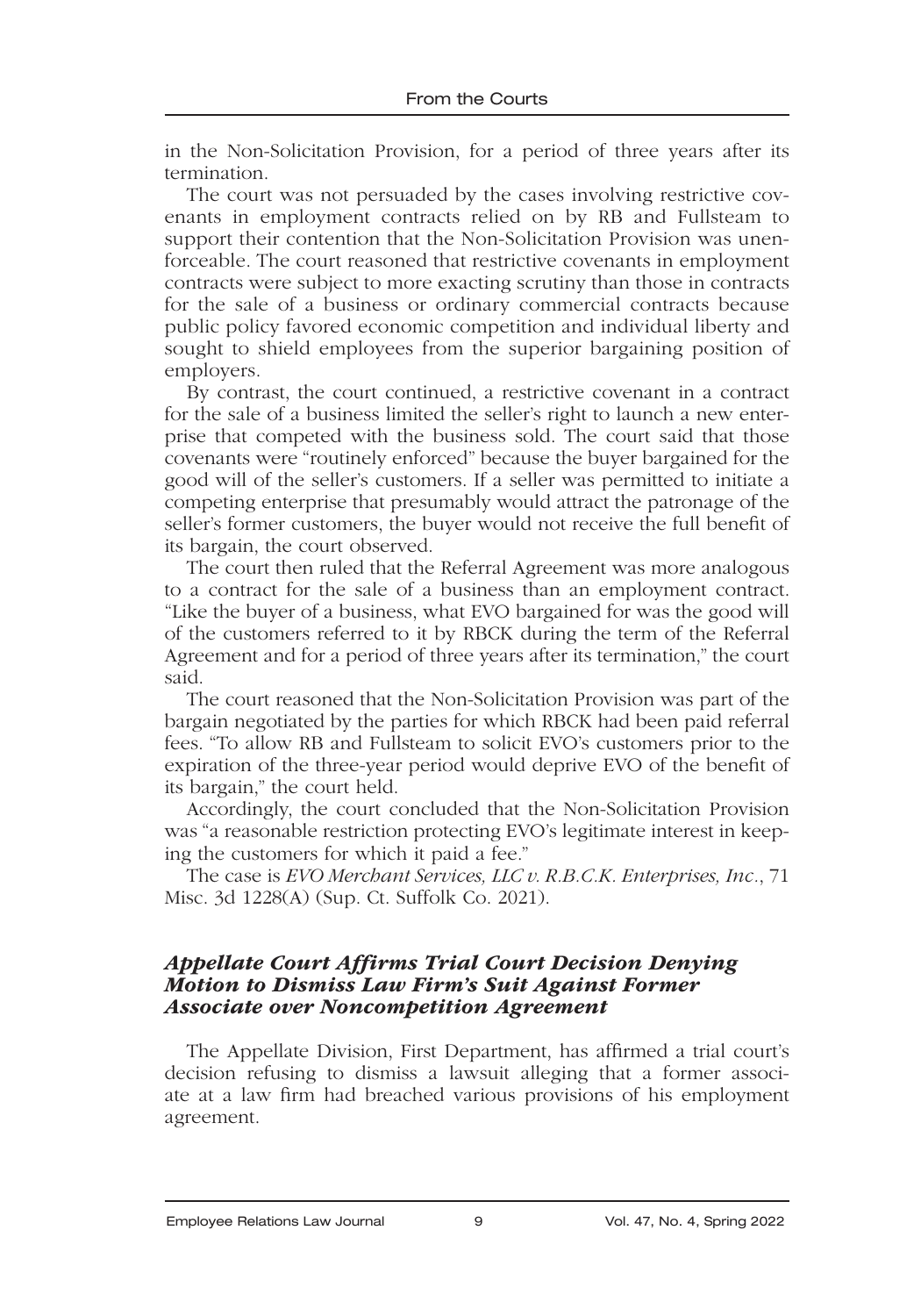in the Non-Solicitation Provision, for a period of three years after its termination.

The court was not persuaded by the cases involving restrictive covenants in employment contracts relied on by RB and Fullsteam to support their contention that the Non-Solicitation Provision was unenforceable. The court reasoned that restrictive covenants in employment contracts were subject to more exacting scrutiny than those in contracts for the sale of a business or ordinary commercial contracts because public policy favored economic competition and individual liberty and sought to shield employees from the superior bargaining position of employers.

By contrast, the court continued, a restrictive covenant in a contract for the sale of a business limited the seller's right to launch a new enterprise that competed with the business sold. The court said that those covenants were "routinely enforced" because the buyer bargained for the good will of the seller's customers. If a seller was permitted to initiate a competing enterprise that presumably would attract the patronage of the seller's former customers, the buyer would not receive the full benefit of its bargain, the court observed.

The court then ruled that the Referral Agreement was more analogous to a contract for the sale of a business than an employment contract. "Like the buyer of a business, what EVO bargained for was the good will of the customers referred to it by RBCK during the term of the Referral Agreement and for a period of three years after its termination," the court said.

The court reasoned that the Non-Solicitation Provision was part of the bargain negotiated by the parties for which RBCK had been paid referral fees. "To allow RB and Fullsteam to solicit EVO's customers prior to the expiration of the three-year period would deprive EVO of the benefit of its bargain," the court held.

Accordingly, the court concluded that the Non-Solicitation Provision was "a reasonable restriction protecting EVO's legitimate interest in keeping the customers for which it paid a fee."

The case is *EVO Merchant Services, LLC v. R.B.C.K. Enterprises, Inc.*, 71 Misc. 3d 1228(A) (Sup. Ct. Suffolk Co. 2021).

### *Appellate Court Affirms Trial Court Decision Denying Motion to Dismiss Law Firm's Suit Against Former Associate over Noncompetition Agreement*

The Appellate Division, First Department, has affirmed a trial court's decision refusing to dismiss a lawsuit alleging that a former associate at a law firm had breached various provisions of his employment agreement.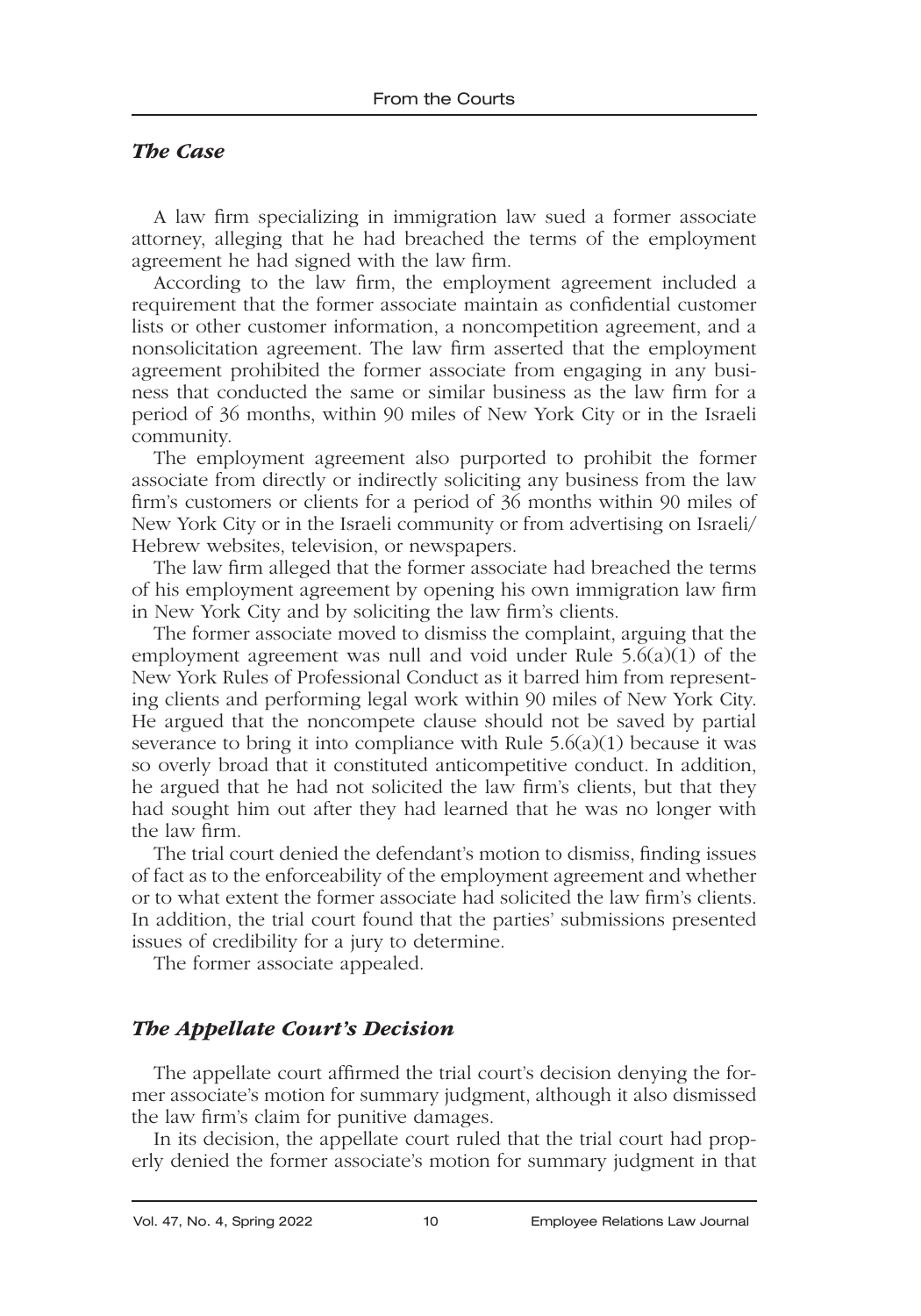### *The Case*

A law firm specializing in immigration law sued a former associate attorney, alleging that he had breached the terms of the employment agreement he had signed with the law firm.

According to the law firm, the employment agreement included a requirement that the former associate maintain as confidential customer lists or other customer information, a noncompetition agreement, and a nonsolicitation agreement. The law firm asserted that the employment agreement prohibited the former associate from engaging in any business that conducted the same or similar business as the law firm for a period of 36 months, within 90 miles of New York City or in the Israeli community.

The employment agreement also purported to prohibit the former associate from directly or indirectly soliciting any business from the law firm's customers or clients for a period of 36 months within 90 miles of New York City or in the Israeli community or from advertising on Israeli/Hebrew websites, television, or newspapers.

The law firm alleged that the former associate had breached the terms of his employment agreement by opening his own immigration law firm in New York City and by soliciting the law firm's clients.

The former associate moved to dismiss the complaint, arguing that the employment agreement was null and void under Rule 5.6(a)(1) of the New York Rules of Professional Conduct as it barred him from representing clients and performing legal work within 90 miles of New York City. He argued that the noncompete clause should not be saved by partial severance to bring it into compliance with Rule 5.6(a)(1) because it was so overly broad that it constituted anticompetitive conduct. In addition, he argued that he had not solicited the law firm's clients, but that they had sought him out after they had learned that he was no longer with the law firm.

The trial court denied the defendant's motion to dismiss, finding issues of fact as to the enforceability of the employment agreement and whether or to what extent the former associate had solicited the law firm's clients. In addition, the trial court found that the parties' submissions presented issues of credibility for a jury to determine.

The former associate appealed.

### *The Appellate Court's Decision*

The appellate court affirmed the trial court's decision denying the former associate's motion for summary judgment, although it also dismissed the law firm's claim for punitive damages.

In its decision, the appellate court ruled that the trial court had properly denied the former associate's motion for summary judgment in that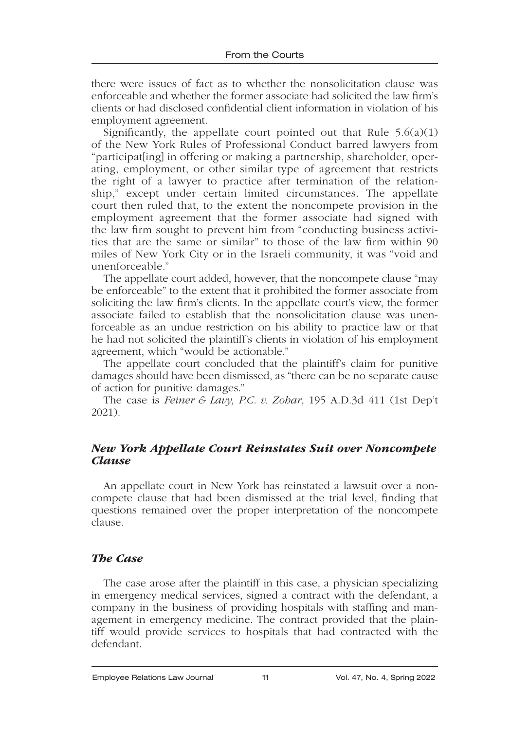there were issues of fact as to whether the nonsolicitation clause was enforceable and whether the former associate had solicited the law firm's clients or had disclosed confidential client information in violation of his employment agreement.

Significantly, the appellate court pointed out that Rule 5.6(a)(1) of the New York Rules of Professional Conduct barred lawyers from "participat[ing] in offering or making a partnership, shareholder, operating, employment, or other similar type of agreement that restricts the right of a lawyer to practice after termination of the relationship," except under certain limited circumstances. The appellate court then ruled that, to the extent the noncompete provision in the employment agreement that the former associate had signed with the law firm sought to prevent him from "conducting business activities that are the same or similar" to those of the law firm within 90 miles of New York City or in the Israeli community, it was "void and unenforceable."

The appellate court added, however, that the noncompete clause "may be enforceable" to the extent that it prohibited the former associate from soliciting the law firm's clients. In the appellate court's view, the former associate failed to establish that the nonsolicitation clause was unenforceable as an undue restriction on his ability to practice law or that he had not solicited the plaintiff's clients in violation of his employment agreement, which "would be actionable."

The appellate court concluded that the plaintiff's claim for punitive damages should have been dismissed, as "there can be no separate cause of action for punitive damages."

The case is *Feiner & Lavy, P.C. v. Zohar*, 195 A.D.3d 411 (1st Dep't 2021).

## *New York Appellate Court Reinstates Suit over Noncompete Clause*

An appellate court in New York has reinstated a lawsuit over a noncompete clause that had been dismissed at the trial level, finding that questions remained over the proper interpretation of the noncompete clause.

## *The Case*

The case arose after the plaintiff in this case, a physician specializing in emergency medical services, signed a contract with the defendant, a company in the business of providing hospitals with staffing and management in emergency medicine. The contract provided that the plaintiff would provide services to hospitals that had contracted with the defendant.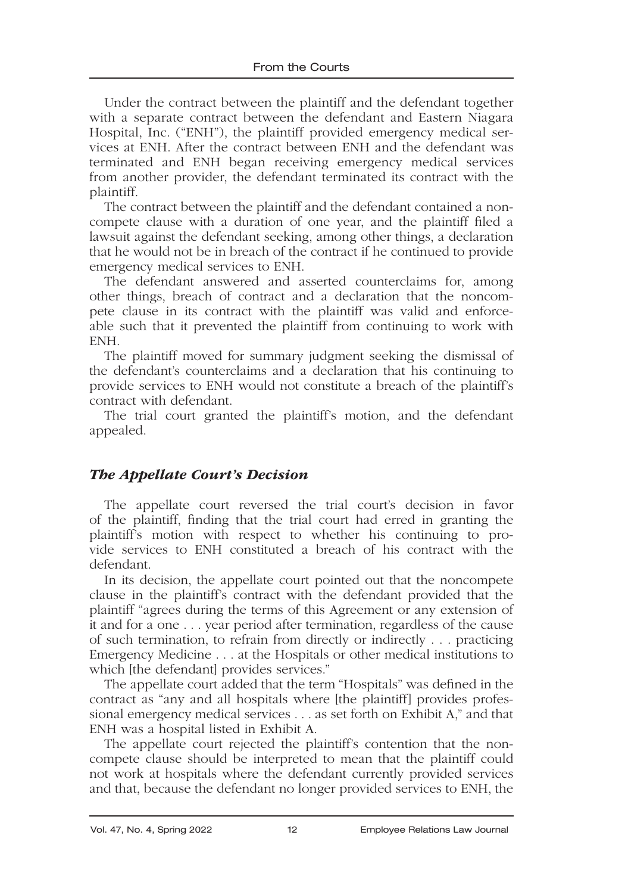Under the contract between the plaintiff and the defendant together with a separate contract between the defendant and Eastern Niagara Hospital, Inc. ("ENH"), the plaintiff provided emergency medical services at ENH. After the contract between ENH and the defendant was terminated and ENH began receiving emergency medical services from another provider, the defendant terminated its contract with the plaintiff.

The contract between the plaintiff and the defendant contained a noncompete clause with a duration of one year, and the plaintiff filed a lawsuit against the defendant seeking, among other things, a declaration that he would not be in breach of the contract if he continued to provide emergency medical services to ENH.

The defendant answered and asserted counterclaims for, among other things, breach of contract and a declaration that the noncompete clause in its contract with the plaintiff was valid and enforceable such that it prevented the plaintiff from continuing to work with ENH.

The plaintiff moved for summary judgment seeking the dismissal of the defendant's counterclaims and a declaration that his continuing to provide services to ENH would not constitute a breach of the plaintiff's contract with defendant.

The trial court granted the plaintiff's motion, and the defendant appealed.

## *The Appellate Court's Decision*

The appellate court reversed the trial court's decision in favor of the plaintiff, finding that the trial court had erred in granting the plaintiff's motion with respect to whether his continuing to provide services to ENH constituted a breach of his contract with the defendant.

In its decision, the appellate court pointed out that the noncompete clause in the plaintiff's contract with the defendant provided that the plaintiff "agrees during the terms of this Agreement or any extension of it and for a one . . . year period after termination, regardless of the cause of such termination, to refrain from directly or indirectly . . . practicing Emergency Medicine . . . at the Hospitals or other medical institutions to which [the defendant] provides services."

The appellate court added that the term "Hospitals" was defined in the contract as "any and all hospitals where [the plaintiff] provides professional emergency medical services . . . as set forth on Exhibit A," and that ENH was a hospital listed in Exhibit A.

The appellate court rejected the plaintiff's contention that the noncompete clause should be interpreted to mean that the plaintiff could not work at hospitals where the defendant currently provided services and that, because the defendant no longer provided services to ENH, the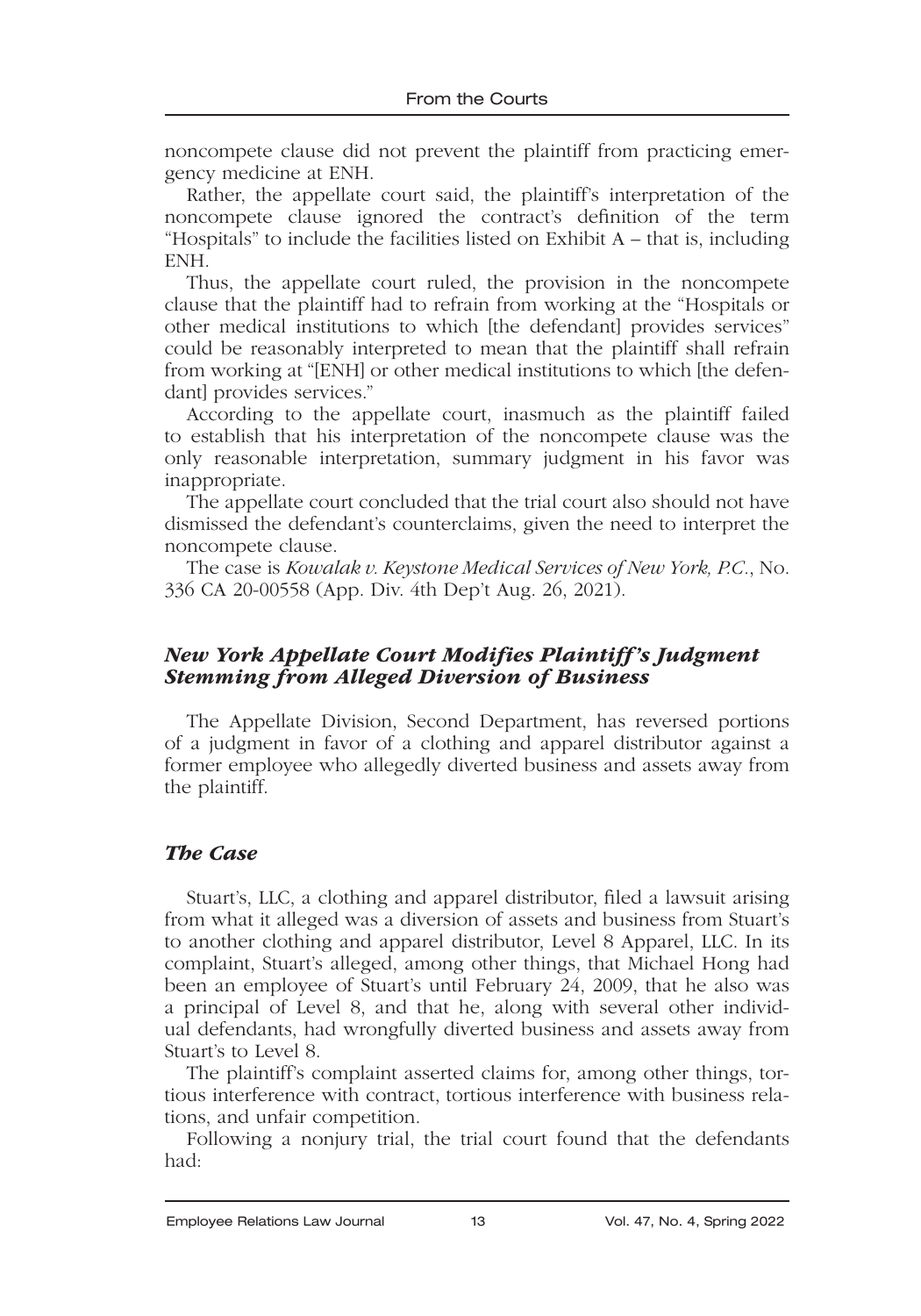noncompete clause did not prevent the plaintiff from practicing emergency medicine at ENH.

Rather, the appellate court said, the plaintiff's interpretation of the noncompete clause ignored the contract's definition of the term "Hospitals" to include the facilities listed on Exhibit A – that is, including ENH.

Thus, the appellate court ruled, the provision in the noncompete clause that the plaintiff had to refrain from working at the "Hospitals or other medical institutions to which [the defendant] provides services" could be reasonably interpreted to mean that the plaintiff shall refrain from working at "[ENH] or other medical institutions to which [the defendant] provides services."

According to the appellate court, inasmuch as the plaintiff failed to establish that his interpretation of the noncompete clause was the only reasonable interpretation, summary judgment in his favor was inappropriate.

The appellate court concluded that the trial court also should not have dismissed the defendant's counterclaims, given the need to interpret the noncompete clause.

The case is *Kowalak v. Keystone Medical Services of New York, P.C.*, No. 336 CA 20-00558 (App. Div. 4th Dep't Aug. 26, 2021).

## *New York Appellate Court Modifies Plaintiff's Judgment Stemming from Alleged Diversion of Business*

The Appellate Division, Second Department, has reversed portions of a judgment in favor of a clothing and apparel distributor against a former employee who allegedly diverted business and assets away from the plaintiff.

### *The Case*

Stuart's, LLC, a clothing and apparel distributor, filed a lawsuit arising from what it alleged was a diversion of assets and business from Stuart's to another clothing and apparel distributor, Level 8 Apparel, LLC. In its complaint, Stuart's alleged, among other things, that Michael Hong had been an employee of Stuart's until February 24, 2009, that he also was a principal of Level 8, and that he, along with several other individual defendants, had wrongfully diverted business and assets away from Stuart's to Level 8.

The plaintiff's complaint asserted claims for, among other things, tortious interference with contract, tortious interference with business relations, and unfair competition.

Following a nonjury trial, the trial court found that the defendants had: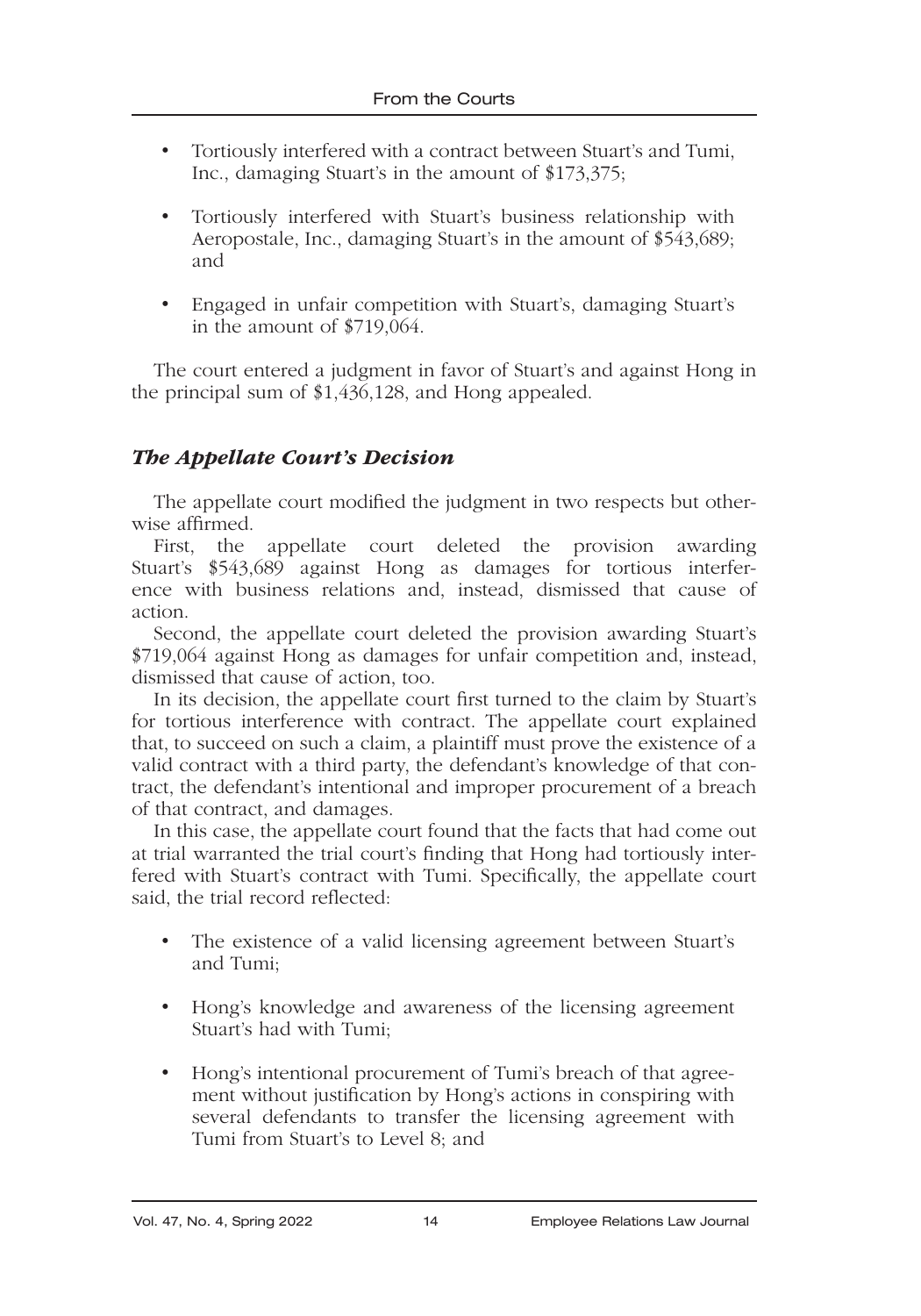- Tortiously interfered with a contract between Stuart's and Tumi, Inc., damaging Stuart's in the amount of $173,375;
- Tortiously interfered with Stuart's business relationship with Aeropostale, Inc., damaging Stuart's in the amount of $543,689; and
- Engaged in unfair competition with Stuart's, damaging Stuart's in the amount of $719,064.

The court entered a judgment in favor of Stuart's and against Hong in the principal sum of $1,436,128, and Hong appealed.

### *The Appellate Court's Decision*

The appellate court modified the judgment in two respects but otherwise affirmed.

First, the appellate court deleted the provision awarding Stuart's $543,689 against Hong as damages for tortious interference with business relations and, instead, dismissed that cause of action.

Second, the appellate court deleted the provision awarding Stuart's $719,064 against Hong as damages for unfair competition and, instead, dismissed that cause of action, too.

In its decision, the appellate court first turned to the claim by Stuart's for tortious interference with contract. The appellate court explained that, to succeed on such a claim, a plaintiff must prove the existence of a valid contract with a third party, the defendant's knowledge of that contract, the defendant's intentional and improper procurement of a breach of that contract, and damages.

In this case, the appellate court found that the facts that had come out at trial warranted the trial court's finding that Hong had tortiously interfered with Stuart's contract with Tumi. Specifically, the appellate court said, the trial record reflected:

- The existence of a valid licensing agreement between Stuart's and Tumi;
- Hong's knowledge and awareness of the licensing agreement Stuart's had with Tumi;
- Hong's intentional procurement of Tumi's breach of that agreement without justification by Hong's actions in conspiring with several defendants to transfer the licensing agreement with Tumi from Stuart's to Level 8; and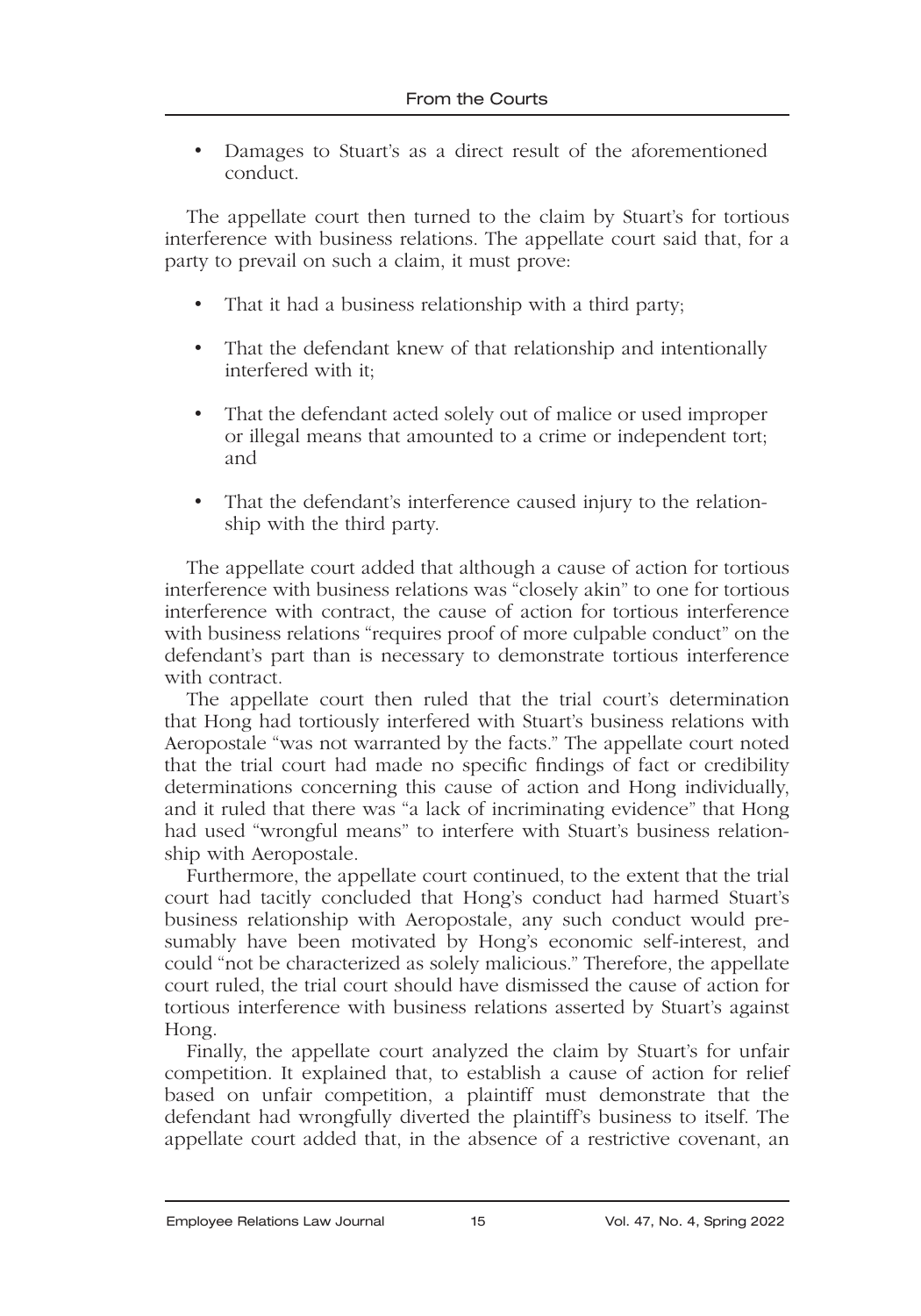- Damages to Stuart's as a direct result of the aforementioned conduct.

The appellate court then turned to the claim by Stuart's for tortious interference with business relations. The appellate court said that, for a party to prevail on such a claim, it must prove:

- That it had a business relationship with a third party;
- That the defendant knew of that relationship and intentionally interfered with it;
- That the defendant acted solely out of malice or used improper or illegal means that amounted to a crime or independent tort; and
- That the defendant's interference caused injury to the relationship with the third party.

The appellate court added that although a cause of action for tortious interference with business relations was "closely akin" to one for tortious interference with contract, the cause of action for tortious interference with business relations "requires proof of more culpable conduct" on the defendant's part than is necessary to demonstrate tortious interference with contract.

The appellate court then ruled that the trial court's determination that Hong had tortiously interfered with Stuart's business relations with Aeropostale "was not warranted by the facts." The appellate court noted that the trial court had made no specific findings of fact or credibility determinations concerning this cause of action and Hong individually, and it ruled that there was "a lack of incriminating evidence" that Hong had used "wrongful means" to interfere with Stuart's business relationship with Aeropostale.

Furthermore, the appellate court continued, to the extent that the trial court had tacitly concluded that Hong's conduct had harmed Stuart's business relationship with Aeropostale, any such conduct would presumably have been motivated by Hong's economic self-interest, and could "not be characterized as solely malicious." Therefore, the appellate court ruled, the trial court should have dismissed the cause of action for tortious interference with business relations asserted by Stuart's against Hong.

Finally, the appellate court analyzed the claim by Stuart's for unfair competition. It explained that, to establish a cause of action for relief based on unfair competition, a plaintiff must demonstrate that the defendant had wrongfully diverted the plaintiff's business to itself. The appellate court added that, in the absence of a restrictive covenant, an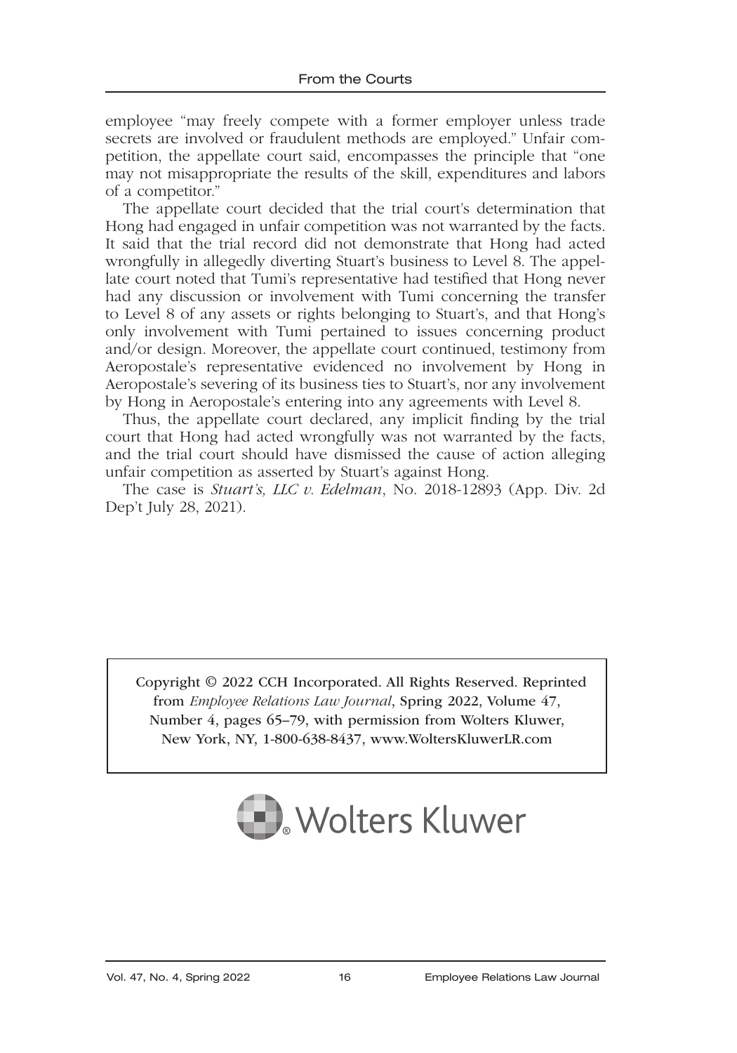employee "may freely compete with a former employer unless trade secrets are involved or fraudulent methods are employed." Unfair competition, the appellate court said, encompasses the principle that "one may not misappropriate the results of the skill, expenditures and labors of a competitor."

The appellate court decided that the trial court's determination that Hong had engaged in unfair competition was not warranted by the facts. It said that the trial record did not demonstrate that Hong had acted wrongfully in allegedly diverting Stuart's business to Level 8. The appellate court noted that Tumi's representative had testified that Hong never had any discussion or involvement with Tumi concerning the transfer to Level 8 of any assets or rights belonging to Stuart's, and that Hong's only involvement with Tumi pertained to issues concerning product and/or design. Moreover, the appellate court continued, testimony from Aeropostale's representative evidenced no involvement by Hong in Aeropostale's severing of its business ties to Stuart's, nor any involvement by Hong in Aeropostale's entering into any agreements with Level 8.

Thus, the appellate court declared, any implicit finding by the trial court that Hong had acted wrongfully was not warranted by the facts, and the trial court should have dismissed the cause of action alleging unfair competition as asserted by Stuart's against Hong.

The case is *Stuart's, LLC v. Edelman*, No. 2018-12893 (App. Div. 2d Dep't July 28, 2021).

Copyright © 2022 CCH Incorporated. All Rights Reserved. Reprinted from *Employee Relations Law Journal*, Spring 2022, Volume 47, Number 4, pages 65–79, with permission from Wolters Kluwer, New York, NY, 1-800-638-8437, www.WoltersKluwerLR.com

Wolters Kluwer